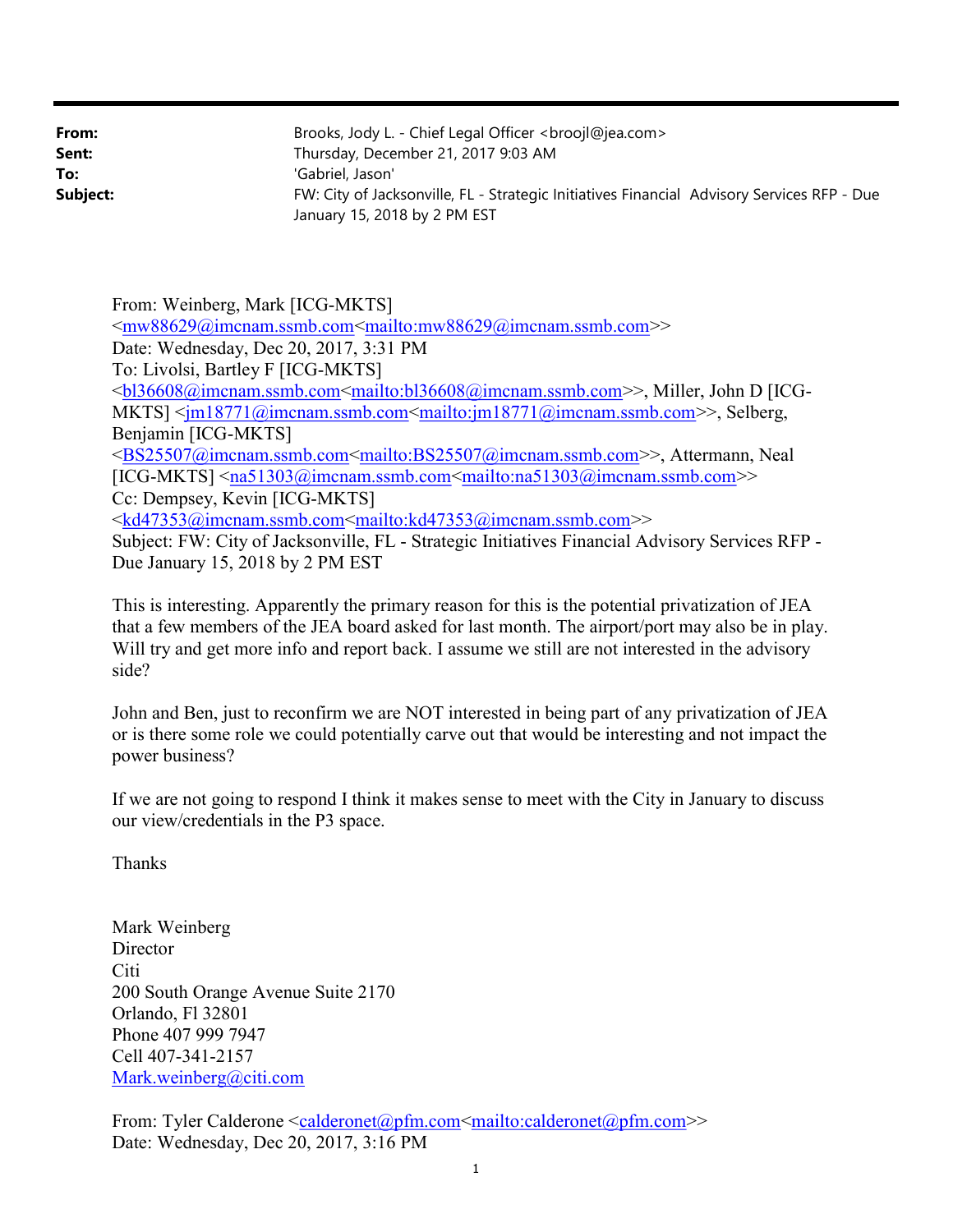| | |
|---|---|
| **From:** | Brooks, Jody L. - Chief Legal Officer <broojl@jea.com> |
| **Sent:** | Thursday, December 21, 2017 9:03 AM |
| **To:** | 'Gabriel, Jason' |
| **Subject:** | FW: City of Jacksonville, FL - Strategic Initiatives Financial Advisory Services RFP - Due January 15, 2018 by 2 PM EST |

From: Weinberg, Mark [ICG-MKTS] <mw88629@imcnam.ssmb.com<mailto:mw88629@imcnam.ssmb.com>>
Date: Wednesday, Dec 20, 2017, 3:31 PM
To: Livolsi, Bartley F [ICG-MKTS] <bl36608@imcnam.ssmb.com<mailto:bl36608@imcnam.ssmb.com>>, Miller, John D [ICG-MKTS] <jm18771@imcnam.ssmb.com<mailto:jm18771@imcnam.ssmb.com>>, Selberg, Benjamin [ICG-MKTS] <BS25507@imcnam.ssmb.com<mailto:BS25507@imcnam.ssmb.com>>, Attermann, Neal [ICG-MKTS] <na51303@imcnam.ssmb.com<mailto:na51303@imcnam.ssmb.com>>
Cc: Dempsey, Kevin [ICG-MKTS] <kd47353@imcnam.ssmb.com<mailto:kd47353@imcnam.ssmb.com>>
Subject: FW: City of Jacksonville, FL - Strategic Initiatives Financial Advisory Services RFP - Due January 15, 2018 by 2 PM EST

This is interesting. Apparently the primary reason for this is the potential privatization of JEA that a few members of the JEA board asked for last month. The airport/port may also be in play. Will try and get more info and report back. I assume we still are not interested in the advisory side?

John and Ben, just to reconfirm we are NOT interested in being part of any privatization of JEA or is there some role we could potentially carve out that would be interesting and not impact the power business?

If we are not going to respond I think it makes sense to meet with the City in January to discuss our view/credentials in the P3 space.

Thanks

Mark Weinberg
Director
Citi
200 South Orange Avenue Suite 2170
Orlando, Fl 32801
Phone 407 999 7947
Cell 407-341-2157
Mark.weinberg@citi.com

From: Tyler Calderone <calderonet@pfm.com<mailto:calderonet@pfm.com>>
Date: Wednesday, Dec 20, 2017, 3:16 PM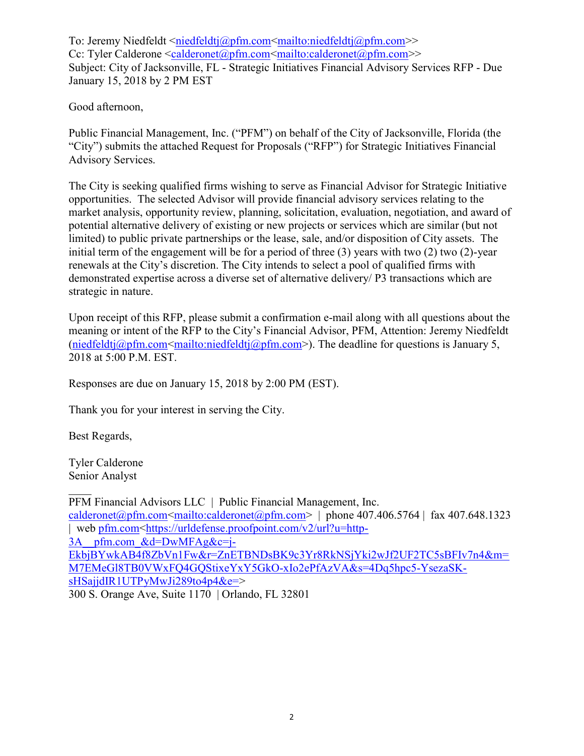To: Jeremy Niedfeldt <niedfeldtj@pfm.com<mailto:niedfeldtj@pfm.com>>
Cc: Tyler Calderone <calderonet@pfm.com<mailto:calderonet@pfm.com>>
Subject: City of Jacksonville, FL - Strategic Initiatives Financial Advisory Services RFP - Due January 15, 2018 by 2 PM EST

Good afternoon,

Public Financial Management, Inc. ("PFM") on behalf of the City of Jacksonville, Florida (the "City") submits the attached Request for Proposals ("RFP") for Strategic Initiatives Financial Advisory Services.

The City is seeking qualified firms wishing to serve as Financial Advisor for Strategic Initiative opportunities. The selected Advisor will provide financial advisory services relating to the market analysis, opportunity review, planning, solicitation, evaluation, negotiation, and award of potential alternative delivery of existing or new projects or services which are similar (but not limited) to public private partnerships or the lease, sale, and/or disposition of City assets. The initial term of the engagement will be for a period of three (3) years with two (2) two (2)-year renewals at the City's discretion. The City intends to select a pool of qualified firms with demonstrated expertise across a diverse set of alternative delivery/ P3 transactions which are strategic in nature.

Upon receipt of this RFP, please submit a confirmation e-mail along with all questions about the meaning or intent of the RFP to the City's Financial Advisor, PFM, Attention: Jeremy Niedfeldt (niedfeldtj@pfm.com<mailto:niedfeldtj@pfm.com>). The deadline for questions is January 5, 2018 at 5:00 P.M. EST.

Responses are due on January 15, 2018 by 2:00 PM (EST).

Thank you for your interest in serving the City.

Best Regards,

Tyler Calderone
Senior Analyst

____
PFM Financial Advisors LLC | Public Financial Management, Inc.
calderonet@pfm.com<mailto:calderonet@pfm.com> | phone 407.406.5764 | fax 407.648.1323 | web pfm.com<https://urldefense.proofpoint.com/v2/url?u=http-3A__pfm.com_&d=DwMFAg&c=j-EkbjBYwkAB4f8ZbVn1Fw&r=ZnETBNDsBK9c3Yr8RkNSjYki2wJf2UF2TC5sBFIv7n4&m=M7EMeGl8TB0VWxFQ4GQStixeYxY5GkO-xIo2ePfAzVA&s=4Dq5hpc5-YsezaSK-sHSajjdIR1UTPyMwJi289to4p4&e=>
300 S. Orange Ave, Suite 1170 | Orlando, FL 32801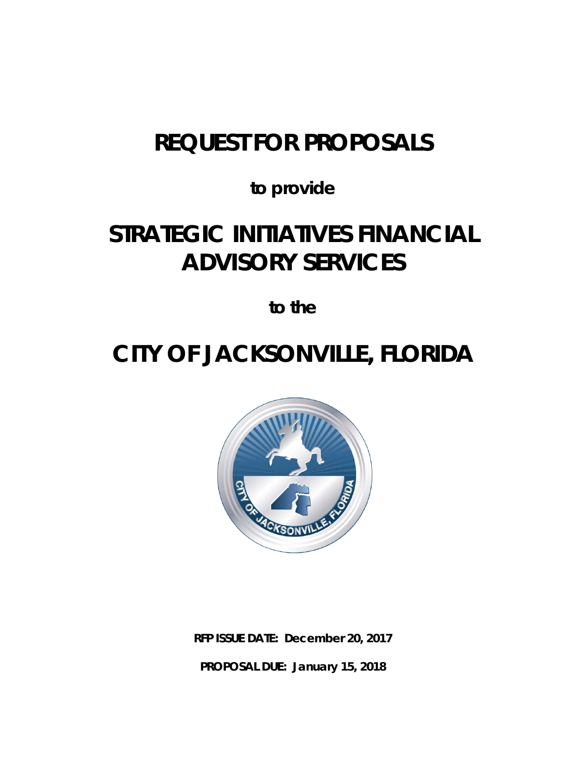# REQUEST FOR PROPOSALS

**to provide**

# STRATEGIC INITIATIVES FINANCIAL ADVISORY SERVICES

**to the**

# CITY OF JACKSONVILLE, FLORIDA

**RFP ISSUE DATE: December 20, 2017**

**PROPOSAL DUE: January 15, 2018**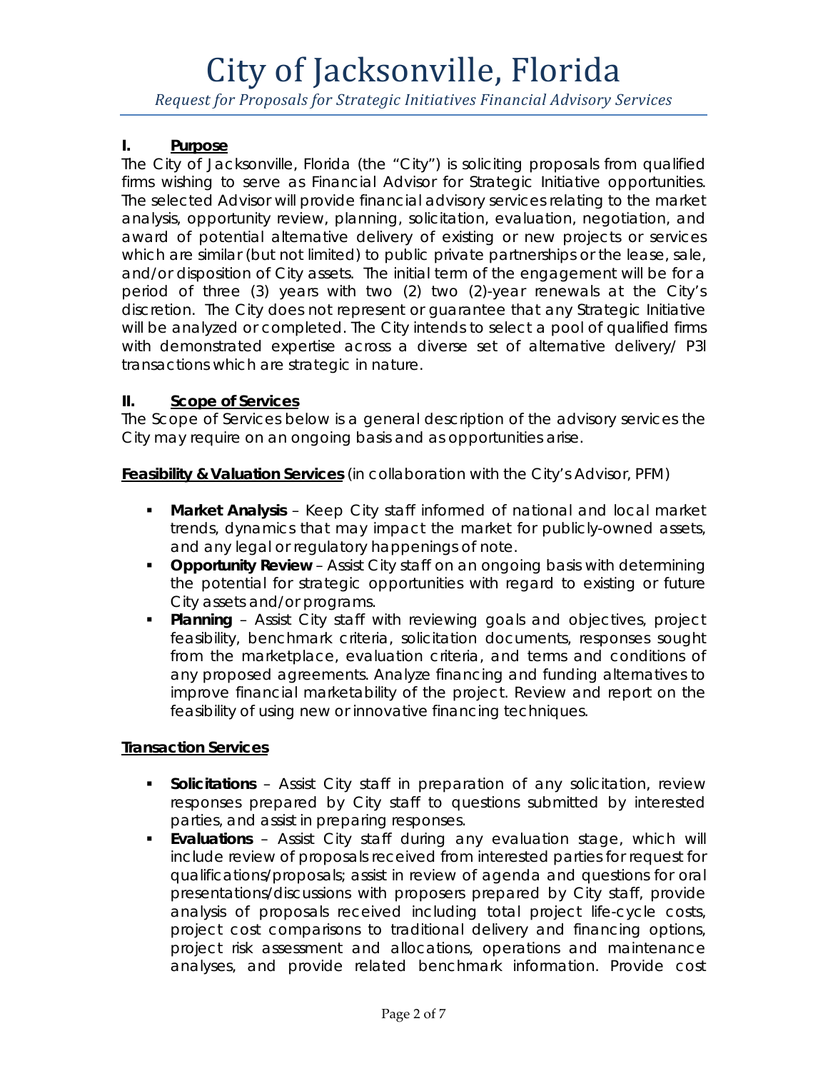## I. Purpose

The City of Jacksonville, Florida (the "City") is soliciting proposals from qualified firms wishing to serve as Financial Advisor for Strategic Initiative opportunities. The selected Advisor will provide financial advisory services relating to the market analysis, opportunity review, planning, solicitation, evaluation, negotiation, and award of potential alternative delivery of existing or new projects or services which are similar (but not limited) to public private partnerships or the lease, sale, and/or disposition of City assets. The initial term of the engagement will be for a period of three (3) years with two (2) two (2)-year renewals at the City's discretion. The City does not represent or guarantee that any Strategic Initiative will be analyzed or completed. The City intends to select a pool of qualified firms with demonstrated expertise across a diverse set of alternative delivery/ P3I transactions which are strategic in nature.

## II. Scope of Services

The Scope of Services below is a general description of the advisory services the City may require on an ongoing basis and as opportunities arise.

**Feasibility & Valuation Services** (in collaboration with the City's Advisor, PFM)

- **Market Analysis** – Keep City staff informed of national and local market trends, dynamics that may impact the market for publicly-owned assets, and any legal or regulatory happenings of note.
- **Opportunity Review** – Assist City staff on an ongoing basis with determining the potential for strategic opportunities with regard to existing or future City assets and/or programs.
- **Planning** – Assist City staff with reviewing goals and objectives, project feasibility, benchmark criteria, solicitation documents, responses sought from the marketplace, evaluation criteria, and terms and conditions of any proposed agreements. Analyze financing and funding alternatives to improve financial marketability of the project. Review and report on the feasibility of using new or innovative financing techniques.

**Transaction Services**

- **Solicitations** – Assist City staff in preparation of any solicitation, review responses prepared by City staff to questions submitted by interested parties, and assist in preparing responses.
- **Evaluations** – Assist City staff during any evaluation stage, which will include review of proposals received from interested parties for request for qualifications/proposals; assist in review of agenda and questions for oral presentations/discussions with proposers prepared by City staff, provide analysis of proposals received including total project life-cycle costs, project cost comparisons to traditional delivery and financing options, project risk assessment and allocations, operations and maintenance analyses, and provide related benchmark information. Provide cost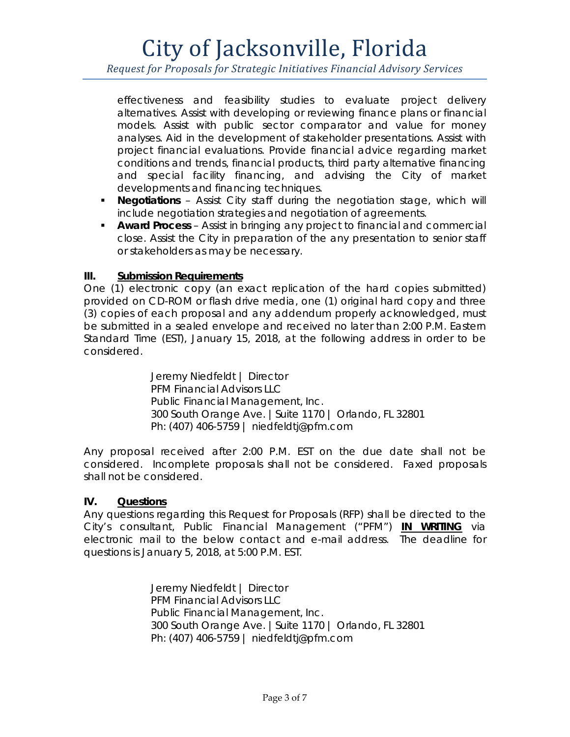effectiveness and feasibility studies to evaluate project delivery alternatives. Assist with developing or reviewing finance plans or financial models. Assist with public sector comparator and value for money analyses. Aid in the development of stakeholder presentations. Assist with project financial evaluations. Provide financial advice regarding market conditions and trends, financial products, third party alternative financing and special facility financing, and advising the City of market developments and financing techniques.

- **Negotiations** – Assist City staff during the negotiation stage, which will include negotiation strategies and negotiation of agreements.
- **Award Process** – Assist in bringing any project to financial and commercial close. Assist the City in preparation of the any presentation to senior staff or stakeholders as may be necessary.

## III. Submission Requirements

One (1) electronic copy (an exact replication of the hard copies submitted) provided on CD-ROM or flash drive media, one (1) original hard copy and three (3) copies of each proposal and any addendum properly acknowledged, must be submitted in a sealed envelope and received no later than 2:00 P.M. Eastern Standard Time (EST), January 15, 2018, at the following address in order to be considered.

> Jeremy Niedfeldt | Director
> PFM Financial Advisors LLC
> Public Financial Management, Inc.
> 300 South Orange Ave. | Suite 1170 | Orlando, FL 32801
> Ph: (407) 406-5759 | niedfeldtj@pfm.com

Any proposal received after 2:00 P.M. EST on the due date shall not be considered. Incomplete proposals shall not be considered. Faxed proposals shall not be considered.

## IV. Questions

Any questions regarding this Request for Proposals (RFP) shall be directed to the City's consultant, Public Financial Management ("PFM") **IN WRITING** via electronic mail to the below contact and e-mail address. The deadline for questions is January 5, 2018, at 5:00 P.M. EST.

> Jeremy Niedfeldt | Director
> PFM Financial Advisors LLC
> Public Financial Management, Inc.
> 300 South Orange Ave. | Suite 1170 | Orlando, FL 32801
> Ph: (407) 406-5759 | niedfeldtj@pfm.com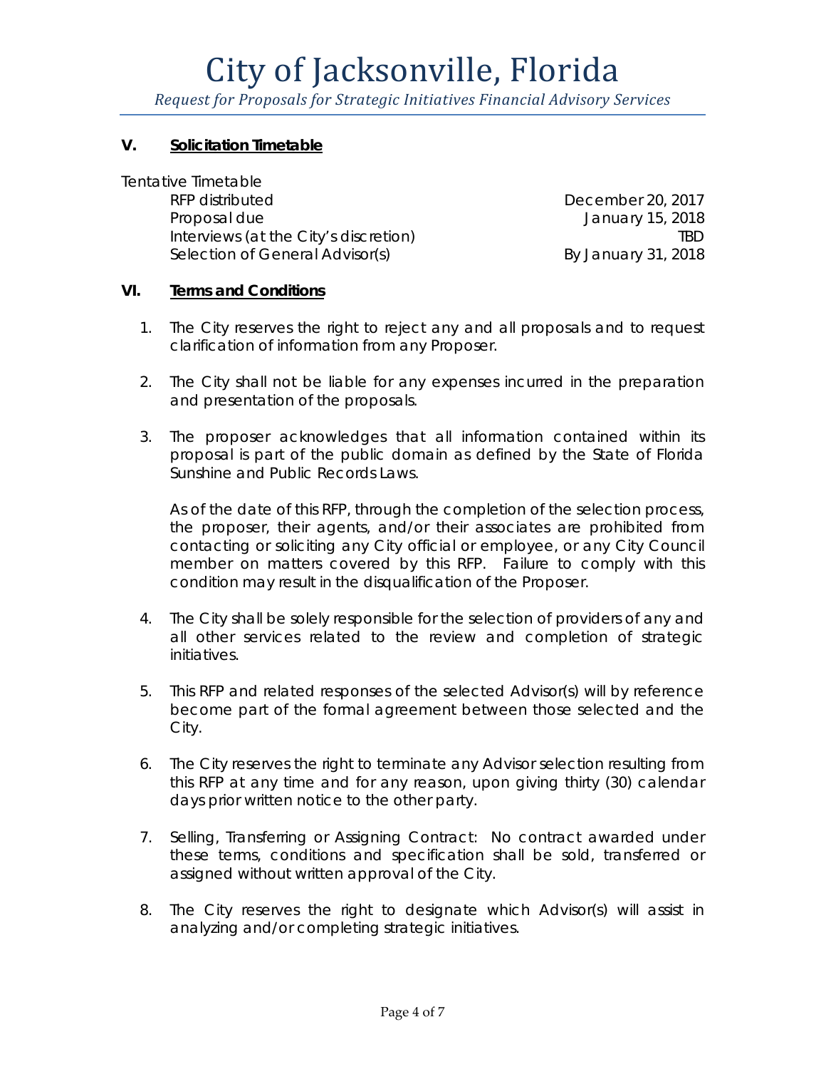## V. Solicitation Timetable

Tentative Timetable

| | |
|---|---|
| RFP distributed | December 20, 2017 |
| Proposal due | January 15, 2018 |
| Interviews (at the City's discretion) | TBD |
| Selection of General Advisor(s) | By January 31, 2018 |

## VI. Terms and Conditions

1. The City reserves the right to reject any and all proposals and to request clarification of information from any Proposer.

2. The City shall not be liable for any expenses incurred in the preparation and presentation of the proposals.

3. The proposer acknowledges that all information contained within its proposal is part of the public domain as defined by the State of Florida Sunshine and Public Records Laws.

   As of the date of this RFP, through the completion of the selection process, the proposer, their agents, and/or their associates are prohibited from contacting or soliciting any City official or employee, or any City Council member on matters covered by this RFP. Failure to comply with this condition may result in the disqualification of the Proposer.

4. The City shall be solely responsible for the selection of providers of any and all other services related to the review and completion of strategic initiatives.

5. This RFP and related responses of the selected Advisor(s) will by reference become part of the formal agreement between those selected and the City.

6. The City reserves the right to terminate any Advisor selection resulting from this RFP at any time and for any reason, upon giving thirty (30) calendar days prior written notice to the other party.

7. Selling, Transferring or Assigning Contract: No contract awarded under these terms, conditions and specification shall be sold, transferred or assigned without written approval of the City.

8. The City reserves the right to designate which Advisor(s) will assist in analyzing and/or completing strategic initiatives.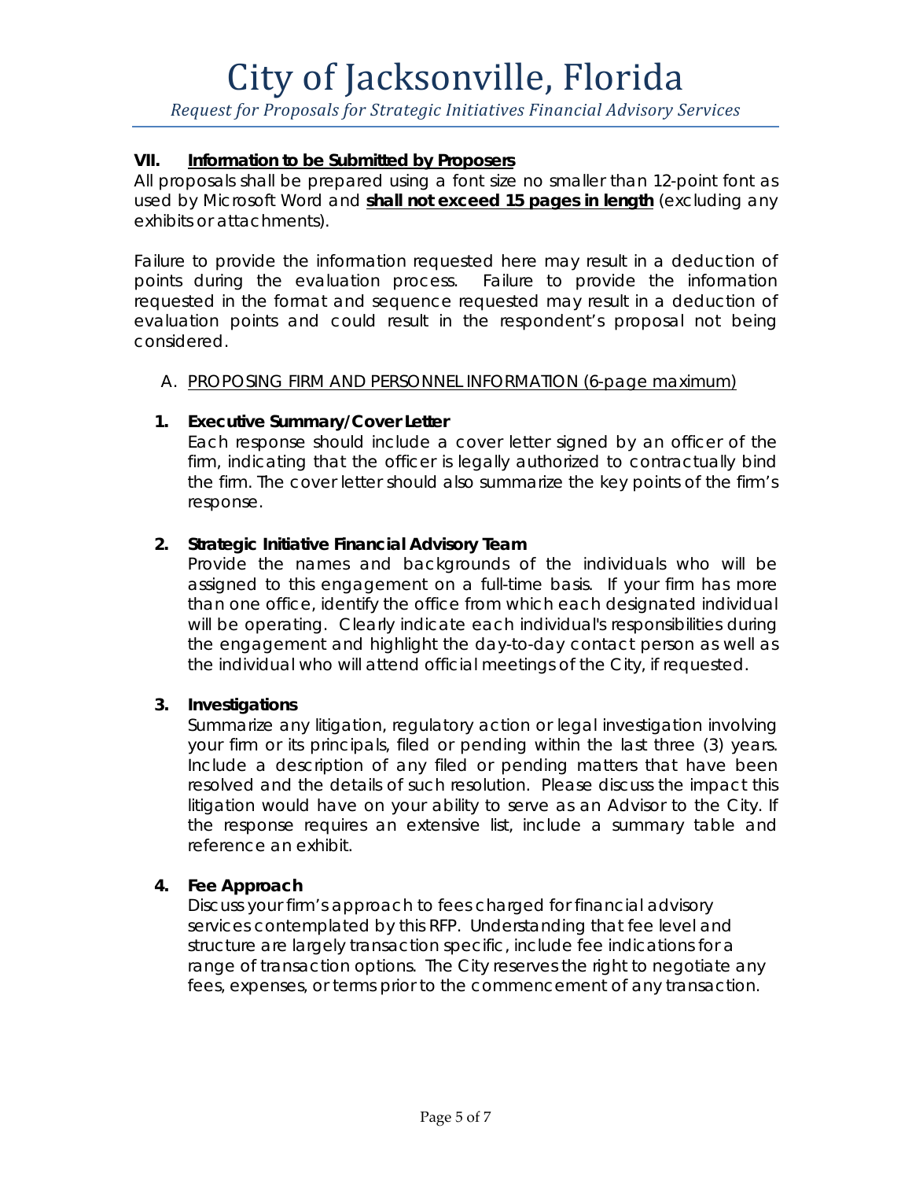## VII. <u>Information to be Submitted by Proposers</u>

All proposals shall be prepared using a font size no smaller than 12-point font as used by Microsoft Word and **<u>shall not exceed 15 pages in length</u>** (excluding any exhibits or attachments).

Failure to provide the information requested here may result in a deduction of points during the evaluation process. Failure to provide the information requested in the format and sequence requested may result in a deduction of evaluation points and could result in the respondent's proposal not being considered.

A. <u>PROPOSING FIRM AND PERSONNEL INFORMATION (6-page maximum)</u>

**1. Executive Summary/Cover Letter**

Each response should include a cover letter signed by an officer of the firm, indicating that the officer is legally authorized to contractually bind the firm. The cover letter should also summarize the key points of the firm's response.

**2. Strategic Initiative Financial Advisory Team**

Provide the names and backgrounds of the individuals who will be assigned to this engagement on a full-time basis. If your firm has more than one office, identify the office from which each designated individual will be operating. Clearly indicate each individual's responsibilities during the engagement and highlight the day-to-day contact person as well as the individual who will attend official meetings of the City, if requested.

**3. Investigations**

Summarize any litigation, regulatory action or legal investigation involving your firm or its principals, filed or pending within the last three (3) years. Include a description of any filed or pending matters that have been resolved and the details of such resolution. Please discuss the impact this litigation would have on your ability to serve as an Advisor to the City. If the response requires an extensive list, include a summary table and reference an exhibit.

**4. Fee Approach**

Discuss your firm's approach to fees charged for financial advisory services contemplated by this RFP. Understanding that fee level and structure are largely transaction specific, include fee indications for a range of transaction options. The City reserves the right to negotiate any fees, expenses, or terms prior to the commencement of any transaction.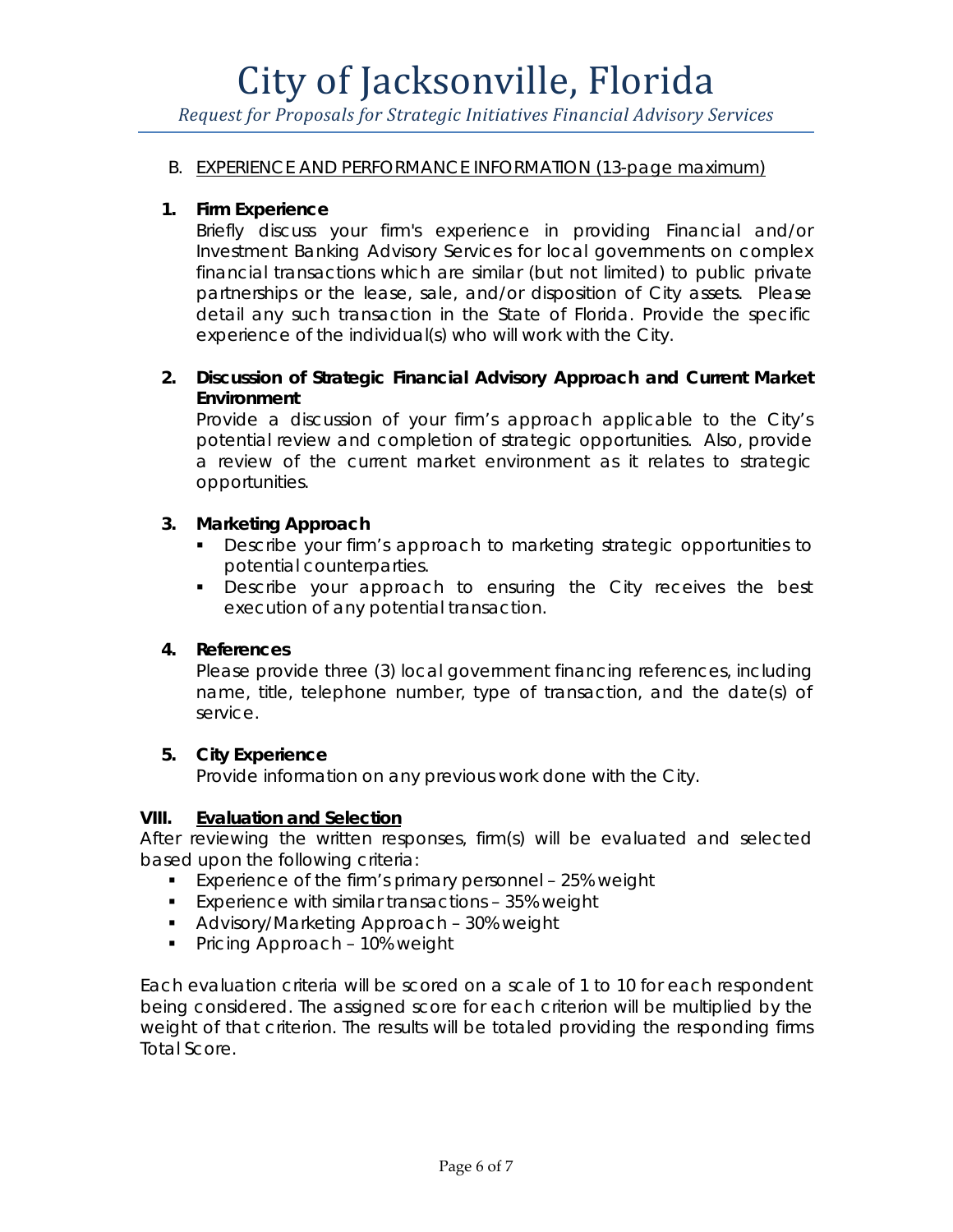B. <u>EXPERIENCE AND PERFORMANCE INFORMATION (13-page maximum)</u>

1. **Firm Experience**

   Briefly discuss your firm's experience in providing Financial and/or Investment Banking Advisory Services for local governments on complex financial transactions which are similar (but not limited) to public private partnerships or the lease, sale, and/or disposition of City assets. Please detail any such transaction in the State of Florida. Provide the specific experience of the individual(s) who will work with the City.

2. **Discussion of Strategic Financial Advisory Approach and Current Market Environment**

   Provide a discussion of your firm's approach applicable to the City's potential review and completion of strategic opportunities. Also, provide a review of the current market environment as it relates to strategic opportunities.

3. **Marketing Approach**
   - Describe your firm's approach to marketing strategic opportunities to potential counterparties.
   - Describe your approach to ensuring the City receives the best execution of any potential transaction.

4. **References**

   Please provide three (3) local government financing references, including name, title, telephone number, type of transaction, and the date(s) of service.

5. **City Experience**

   Provide information on any previous work done with the City.

**VIII. <u>Evaluation and Selection</u>**

After reviewing the written responses, firm(s) will be evaluated and selected based upon the following criteria:

- Experience of the firm's primary personnel – 25% weight
- Experience with similar transactions – 35% weight
- Advisory/Marketing Approach – 30% weight
- Pricing Approach – 10% weight

Each evaluation criteria will be scored on a scale of 1 to 10 for each respondent being considered. The assigned score for each criterion will be multiplied by the weight of that criterion. The results will be totaled providing the responding firms Total Score.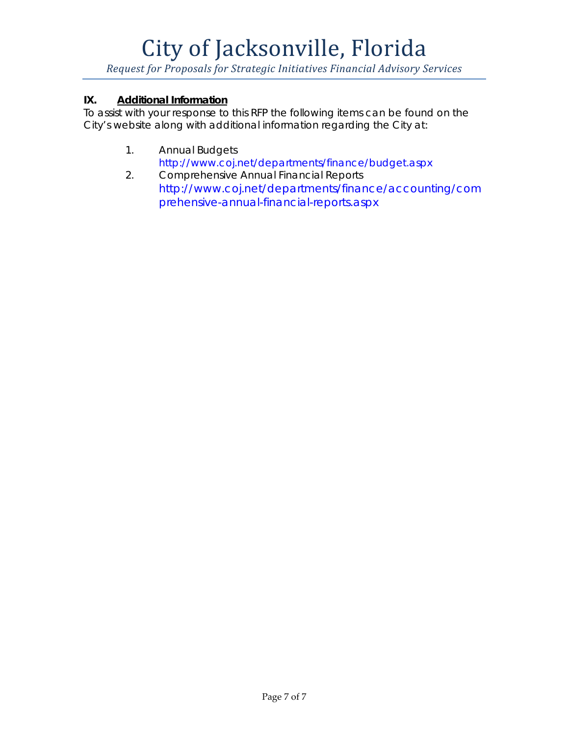## IX. Additional Information

To assist with your response to this RFP the following items can be found on the City's website along with additional information regarding the City at:

1. Annual Budgets
   http://www.coj.net/departments/finance/budget.aspx
2. Comprehensive Annual Financial Reports
   http://www.coj.net/departments/finance/accounting/comprehensive-annual-financial-reports.aspx